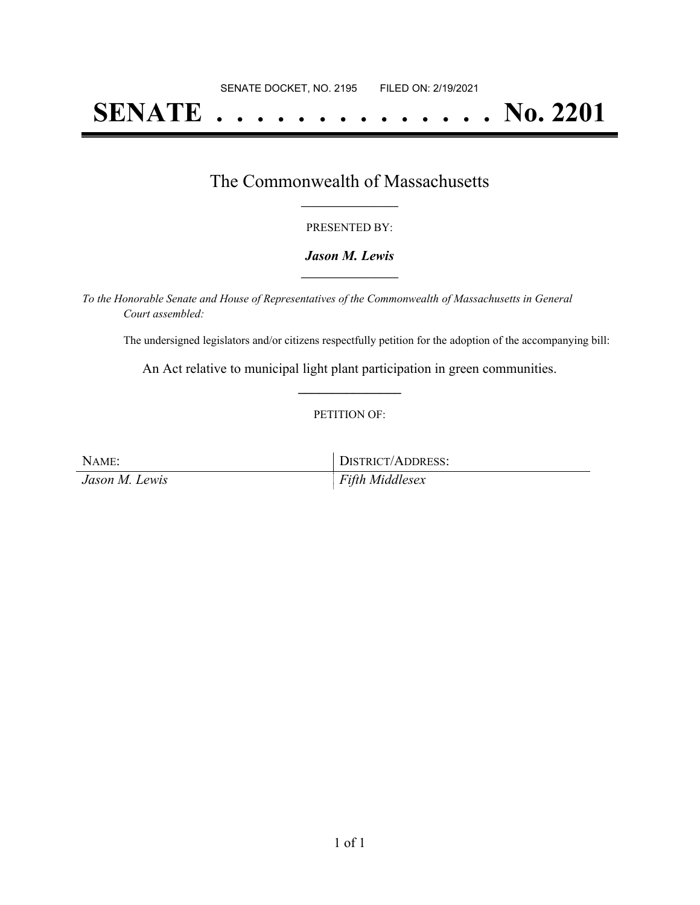SENATE DOCKET, NO. 2195        FILED ON: 2/19/2021

# SENATE . . . . . . . . . . . . . . No. 2201

## The Commonwealth of Massachusetts

PRESENTED BY:

***Jason M. Lewis***

*To the Honorable Senate and House of Representatives of the Commonwealth of Massachusetts in General Court assembled:*

The undersigned legislators and/or citizens respectfully petition for the adoption of the accompanying bill:

An Act relative to municipal light plant participation in green communities.

PETITION OF:

| NAME: | DISTRICT/ADDRESS: |
|---|---|
| *Jason M. Lewis* | *Fifth Middlesex* |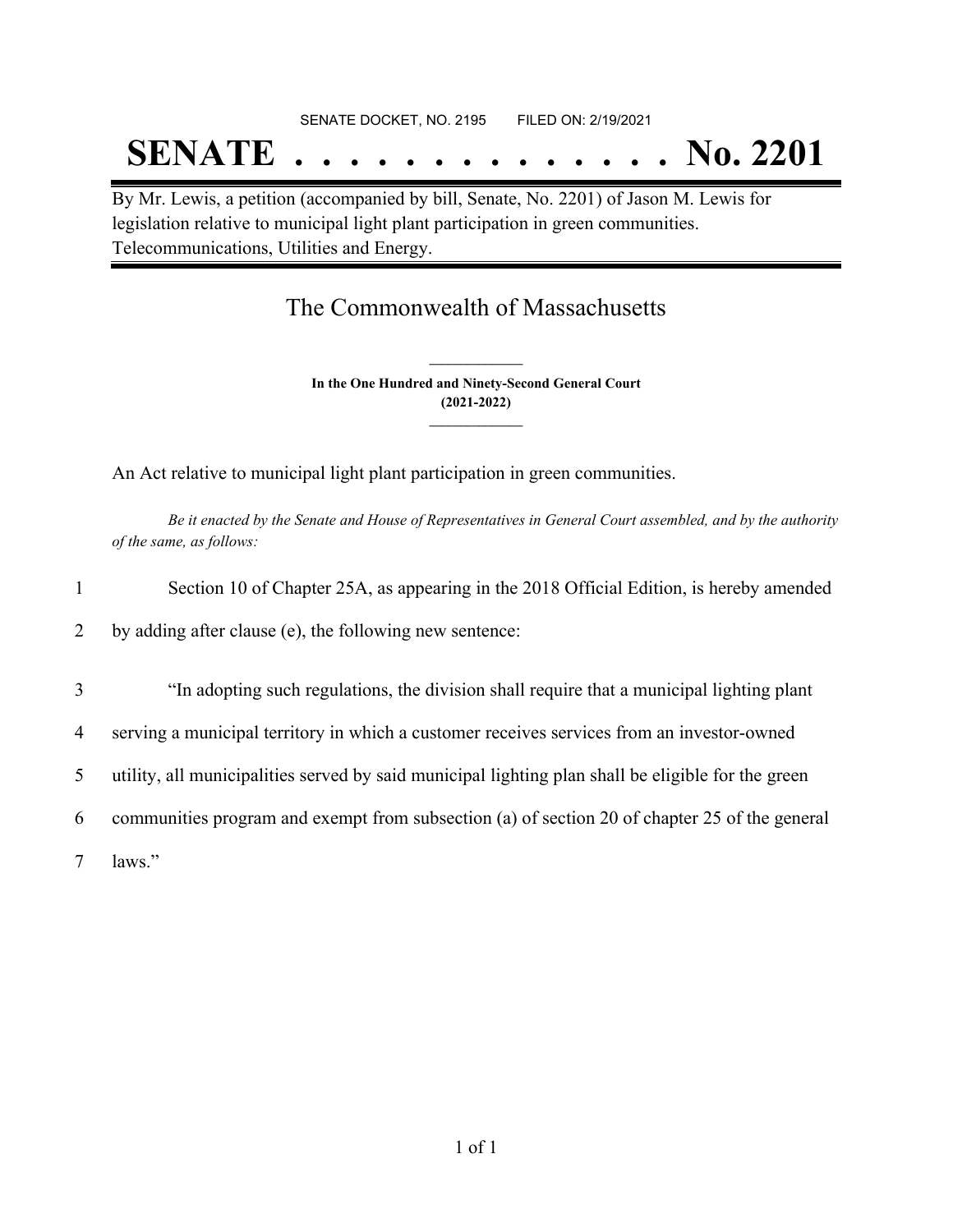SENATE DOCKET, NO. 2195 FILED ON: 2/19/2021

# SENATE . . . . . . . . . . . . . . No. 2201

By Mr. Lewis, a petition (accompanied by bill, Senate, No. 2201) of Jason M. Lewis for legislation relative to municipal light plant participation in green communities. Telecommunications, Utilities and Energy.

## The Commonwealth of Massachusetts

**In the One Hundred and Ninety-Second General Court**
**(2021-2022)**

An Act relative to municipal light plant participation in green communities.

*Be it enacted by the Senate and House of Representatives in General Court assembled, and by the authority of the same, as follows:*

1 Section 10 of Chapter 25A, as appearing in the 2018 Official Edition, is hereby amended
2 by adding after clause (e), the following new sentence:

3 "In adopting such regulations, the division shall require that a municipal lighting plant
4 serving a municipal territory in which a customer receives services from an investor-owned
5 utility, all municipalities served by said municipal lighting plan shall be eligible for the green
6 communities program and exempt from subsection (a) of section 20 of chapter 25 of the general
7 laws."